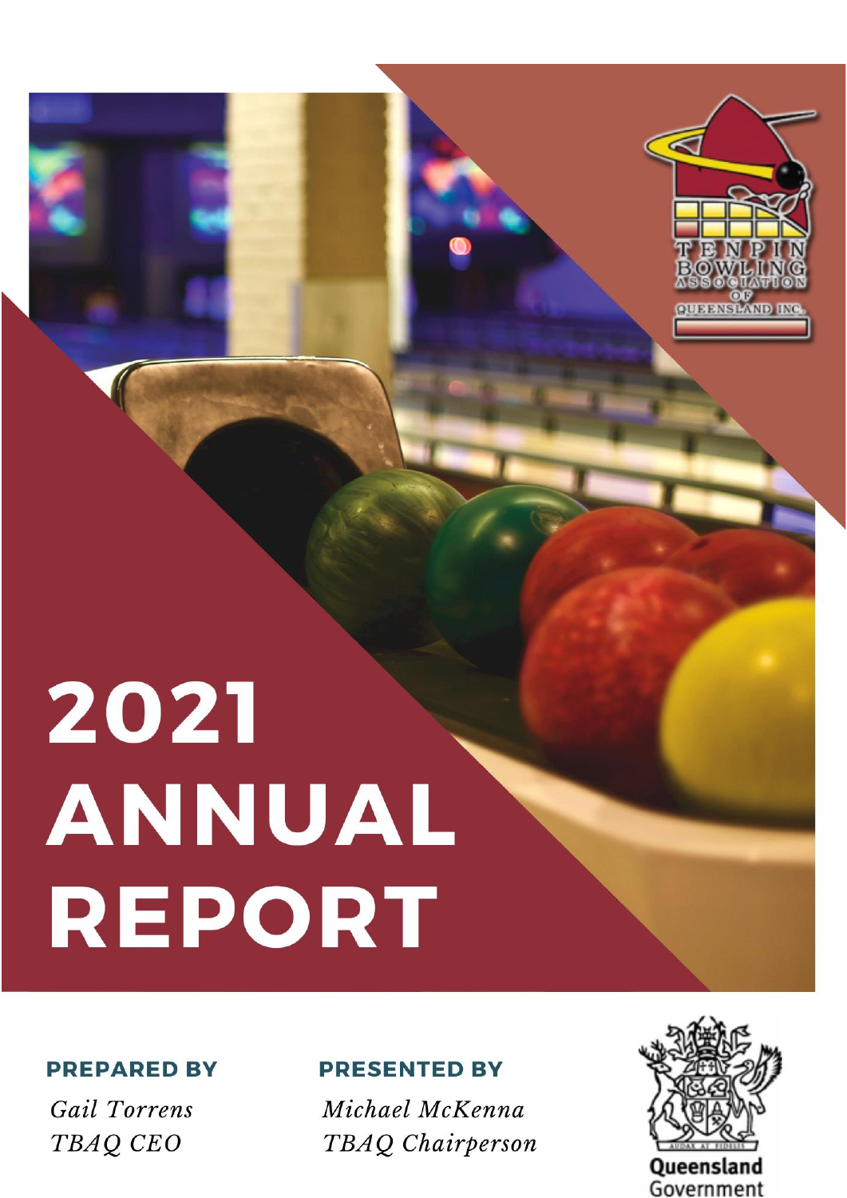# 2021 ANNUAL REPORT

**PREPARED BY**

*Gail Torrens*
*TBAQ CEO*

**PRESENTED BY**

*Michael McKenna*
*TBAQ Chairperson*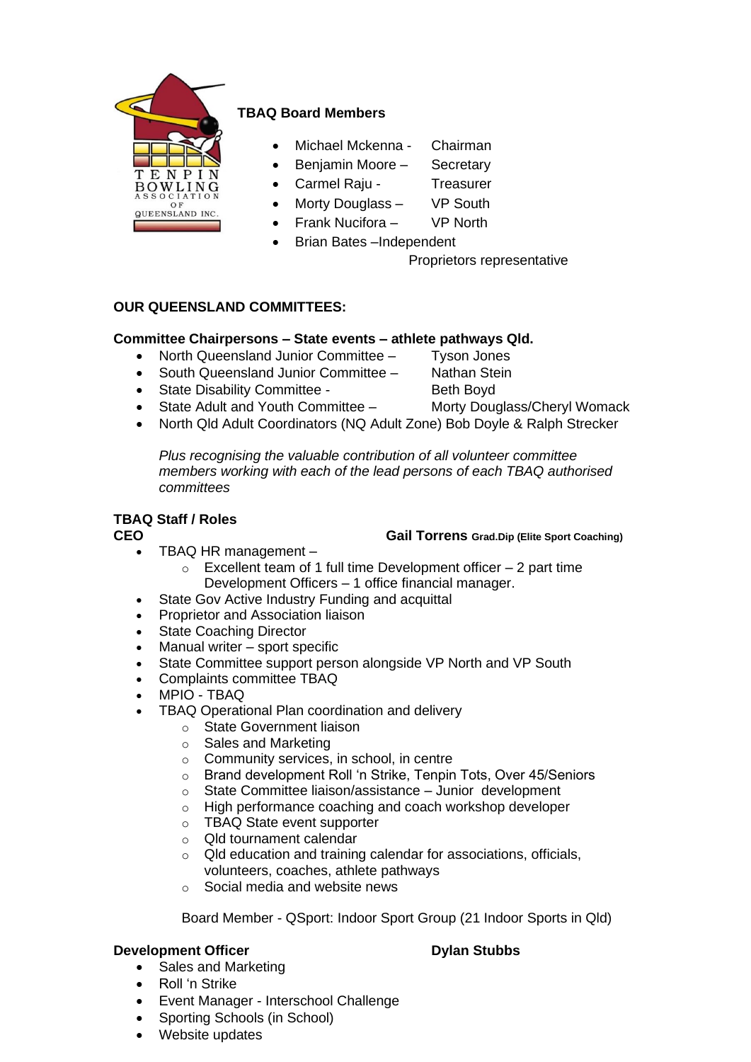**TBAQ Board Members**

- Michael Mckenna - Chairman
- Benjamin Moore – Secretary
- Carmel Raju - Treasurer
- Morty Douglass – VP South
- Frank Nucifora – VP North
- Brian Bates –Independent Proprietors representative

**OUR QUEENSLAND COMMITTEES:**

**Committee Chairpersons – State events – athlete pathways Qld.**

- North Queensland Junior Committee – Tyson Jones
- South Queensland Junior Committee – Nathan Stein
- State Disability Committee - Beth Boyd
- State Adult and Youth Committee – Morty Douglass/Cheryl Womack
- North Qld Adult Coordinators (NQ Adult Zone) Bob Doyle & Ralph Strecker

*Plus recognising the valuable contribution of all volunteer committee members working with each of the lead persons of each TBAQ authorised committees*

**TBAQ Staff / Roles**

**CEO** **Gail Torrens** **Grad.Dip (Elite Sport Coaching)**

- TBAQ HR management –
  - Excellent team of 1 full time Development officer – 2 part time Development Officers – 1 office financial manager.
- State Gov Active Industry Funding and acquittal
- Proprietor and Association liaison
- State Coaching Director
- Manual writer – sport specific
- State Committee support person alongside VP North and VP South
- Complaints committee TBAQ
- MPIO - TBAQ
- TBAQ Operational Plan coordination and delivery
  - State Government liaison
  - Sales and Marketing
  - Community services, in school, in centre
  - Brand development Roll 'n Strike, Tenpin Tots, Over 45/Seniors
  - State Committee liaison/assistance – Junior development
  - High performance coaching and coach workshop developer
  - TBAQ State event supporter
  - Qld tournament calendar
  - Qld education and training calendar for associations, officials, volunteers, coaches, athlete pathways
  - Social media and website news

Board Member - QSport: Indoor Sport Group (21 Indoor Sports in Qld)

**Development Officer** **Dylan Stubbs**

- Sales and Marketing
- Roll 'n Strike
- Event Manager - Interschool Challenge
- Sporting Schools (in School)
- Website updates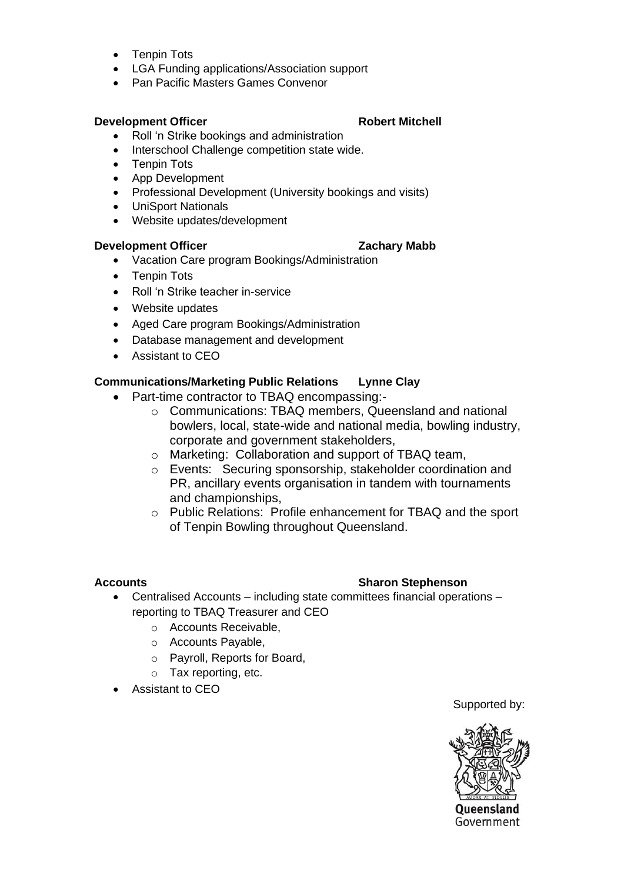- Tenpin Tots
- LGA Funding applications/Association support
- Pan Pacific Masters Games Convenor

**Development Officer Robert Mitchell**

- Roll 'n Strike bookings and administration
- Interschool Challenge competition state wide.
- Tenpin Tots
- App Development
- Professional Development (University bookings and visits)
- UniSport Nationals
- Website updates/development

**Development Officer Zachary Mabb**

- Vacation Care program Bookings/Administration
- Tenpin Tots
- Roll 'n Strike teacher in-service
- Website updates
- Aged Care program Bookings/Administration
- Database management and development
- Assistant to CEO

**Communications/Marketing Public Relations Lynne Clay**

- Part-time contractor to TBAQ encompassing:-
    - Communications: TBAQ members, Queensland and national bowlers, local, state-wide and national media, bowling industry, corporate and government stakeholders,
    - Marketing: Collaboration and support of TBAQ team,
    - Events: Securing sponsorship, stakeholder coordination and PR, ancillary events organisation in tandem with tournaments and championships,
    - Public Relations: Profile enhancement for TBAQ and the sport of Tenpin Bowling throughout Queensland.

**Accounts Sharon Stephenson**

- Centralised Accounts – including state committees financial operations – reporting to TBAQ Treasurer and CEO
    - Accounts Receivable,
    - Accounts Payable,
    - Payroll, Reports for Board,
    - Tax reporting, etc.
- Assistant to CEO

Supported by:

Queensland Government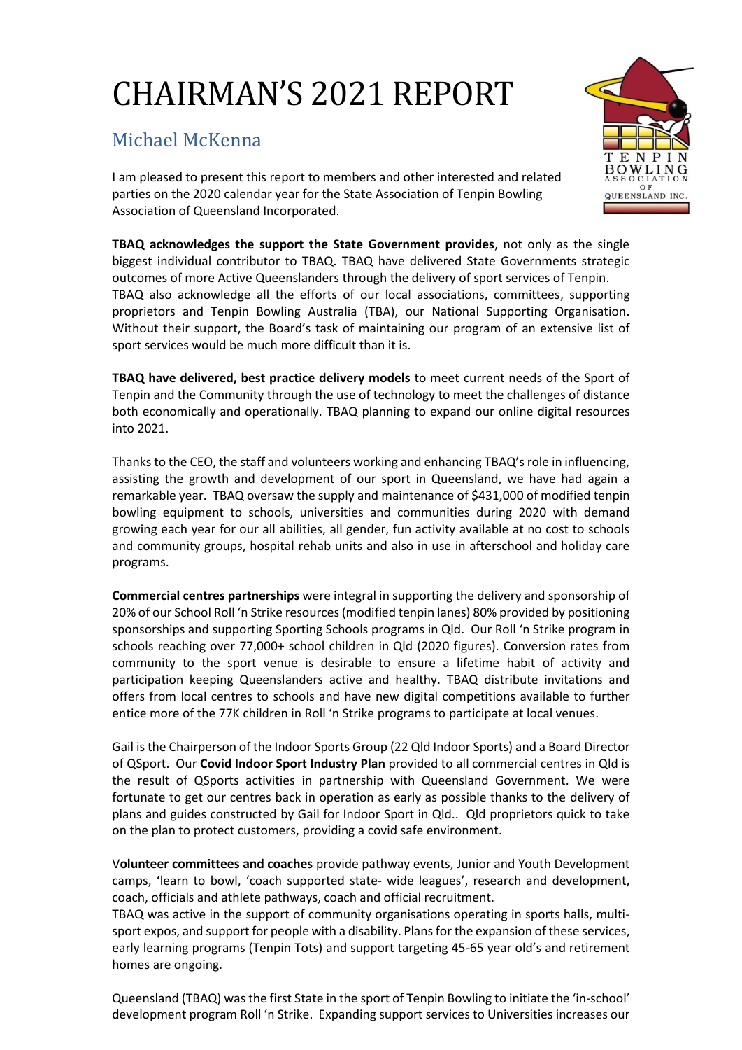# CHAIRMAN'S 2021 REPORT

## Michael McKenna

I am pleased to present this report to members and other interested and related parties on the 2020 calendar year for the State Association of Tenpin Bowling Association of Queensland Incorporated.

**TBAQ acknowledges the support the State Government provides**, not only as the single biggest individual contributor to TBAQ. TBAQ have delivered State Governments strategic outcomes of more Active Queenslanders through the delivery of sport services of Tenpin. TBAQ also acknowledge all the efforts of our local associations, committees, supporting proprietors and Tenpin Bowling Australia (TBA), our National Supporting Organisation. Without their support, the Board's task of maintaining our program of an extensive list of sport services would be much more difficult than it is.

**TBAQ have delivered, best practice delivery models** to meet current needs of the Sport of Tenpin and the Community through the use of technology to meet the challenges of distance both economically and operationally. TBAQ planning to expand our online digital resources into 2021.

Thanks to the CEO, the staff and volunteers working and enhancing TBAQ's role in influencing, assisting the growth and development of our sport in Queensland, we have had again a remarkable year. TBAQ oversaw the supply and maintenance of $431,000 of modified tenpin bowling equipment to schools, universities and communities during 2020 with demand growing each year for our all abilities, all gender, fun activity available at no cost to schools and community groups, hospital rehab units and also in use in afterschool and holiday care programs.

**Commercial centres partnerships** were integral in supporting the delivery and sponsorship of 20% of our School Roll 'n Strike resources (modified tenpin lanes) 80% provided by positioning sponsorships and supporting Sporting Schools programs in Qld. Our Roll 'n Strike program in schools reaching over 77,000+ school children in Qld (2020 figures). Conversion rates from community to the sport venue is desirable to ensure a lifetime habit of activity and participation keeping Queenslanders active and healthy. TBAQ distribute invitations and offers from local centres to schools and have new digital competitions available to further entice more of the 77K children in Roll 'n Strike programs to participate at local venues.

Gail is the Chairperson of the Indoor Sports Group (22 Qld Indoor Sports) and a Board Director of QSport. Our **Covid Indoor Sport Industry Plan** provided to all commercial centres in Qld is the result of QSports activities in partnership with Queensland Government. We were fortunate to get our centres back in operation as early as possible thanks to the delivery of plans and guides constructed by Gail for Indoor Sport in Qld.. Qld proprietors quick to take on the plan to protect customers, providing a covid safe environment.

V**olunteer committees and coaches** provide pathway events, Junior and Youth Development camps, 'learn to bowl, 'coach supported state- wide leagues', research and development, coach, officials and athlete pathways, coach and official recruitment.

TBAQ was active in the support of community organisations operating in sports halls, multi-sport expos, and support for people with a disability. Plans for the expansion of these services, early learning programs (Tenpin Tots) and support targeting 45-65 year old's and retirement homes are ongoing.

Queensland (TBAQ) was the first State in the sport of Tenpin Bowling to initiate the 'in-school' development program Roll 'n Strike. Expanding support services to Universities increases our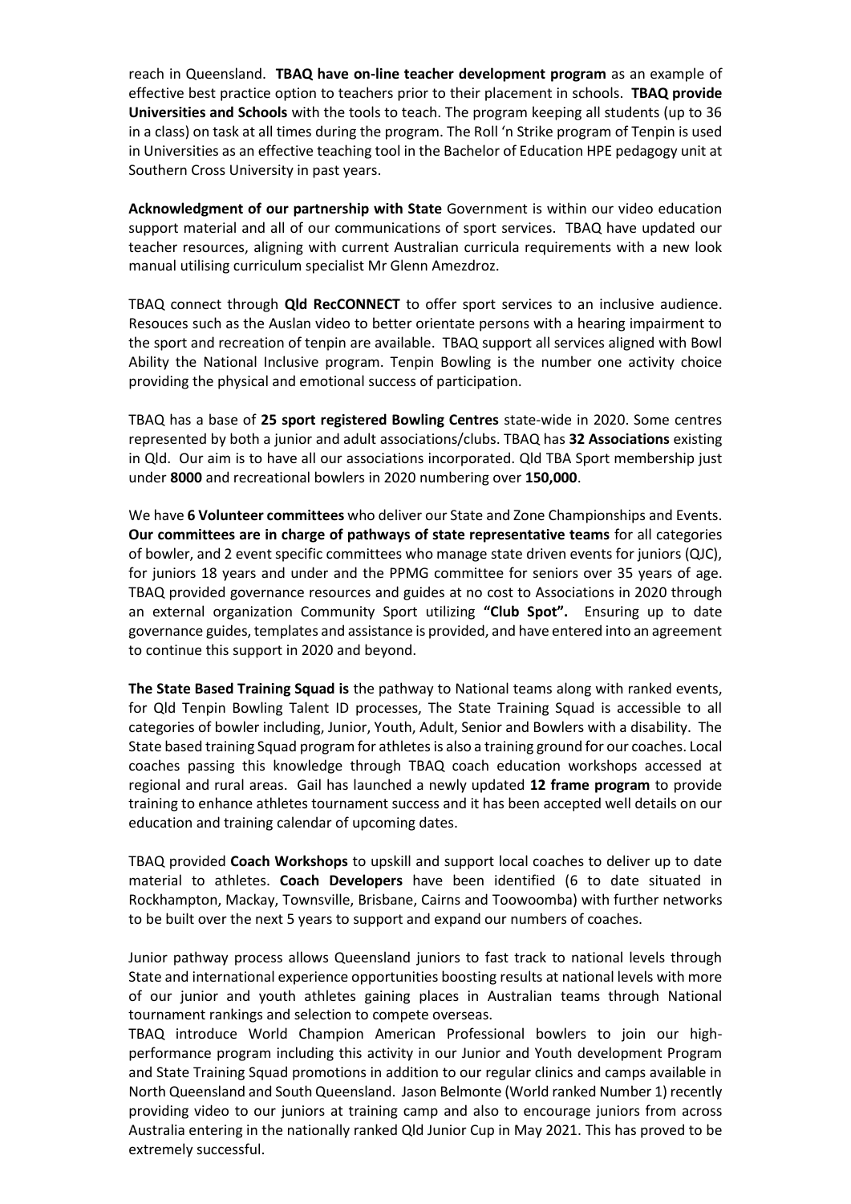reach in Queensland. **TBAQ have on-line teacher development program** as an example of effective best practice option to teachers prior to their placement in schools. **TBAQ provide Universities and Schools** with the tools to teach. The program keeping all students (up to 36 in a class) on task at all times during the program. The Roll 'n Strike program of Tenpin is used in Universities as an effective teaching tool in the Bachelor of Education HPE pedagogy unit at Southern Cross University in past years.

**Acknowledgment of our partnership with State** Government is within our video education support material and all of our communications of sport services. TBAQ have updated our teacher resources, aligning with current Australian curricula requirements with a new look manual utilising curriculum specialist Mr Glenn Amezdroz.

TBAQ connect through **Qld RecCONNECT** to offer sport services to an inclusive audience. Resouces such as the Auslan video to better orientate persons with a hearing impairment to the sport and recreation of tenpin are available. TBAQ support all services aligned with Bowl Ability the National Inclusive program. Tenpin Bowling is the number one activity choice providing the physical and emotional success of participation.

TBAQ has a base of **25 sport registered Bowling Centres** state-wide in 2020. Some centres represented by both a junior and adult associations/clubs. TBAQ has **32 Associations** existing in Qld. Our aim is to have all our associations incorporated. Qld TBA Sport membership just under **8000** and recreational bowlers in 2020 numbering over **150,000**.

We have **6 Volunteer committees** who deliver our State and Zone Championships and Events. **Our committees are in charge of pathways of state representative teams** for all categories of bowler, and 2 event specific committees who manage state driven events for juniors (QJC), for juniors 18 years and under and the PPMG committee for seniors over 35 years of age. TBAQ provided governance resources and guides at no cost to Associations in 2020 through an external organization Community Sport utilizing **"Club Spot".** Ensuring up to date governance guides, templates and assistance is provided, and have entered into an agreement to continue this support in 2020 and beyond.

**The State Based Training Squad is** the pathway to National teams along with ranked events, for Qld Tenpin Bowling Talent ID processes, The State Training Squad is accessible to all categories of bowler including, Junior, Youth, Adult, Senior and Bowlers with a disability. The State based training Squad program for athletes is also a training ground for our coaches. Local coaches passing this knowledge through TBAQ coach education workshops accessed at regional and rural areas. Gail has launched a newly updated **12 frame program** to provide training to enhance athletes tournament success and it has been accepted well details on our education and training calendar of upcoming dates.

TBAQ provided **Coach Workshops** to upskill and support local coaches to deliver up to date material to athletes. **Coach Developers** have been identified (6 to date situated in Rockhampton, Mackay, Townsville, Brisbane, Cairns and Toowoomba) with further networks to be built over the next 5 years to support and expand our numbers of coaches.

Junior pathway process allows Queensland juniors to fast track to national levels through State and international experience opportunities boosting results at national levels with more of our junior and youth athletes gaining places in Australian teams through National tournament rankings and selection to compete overseas.
TBAQ introduce World Champion American Professional bowlers to join our high-performance program including this activity in our Junior and Youth development Program and State Training Squad promotions in addition to our regular clinics and camps available in North Queensland and South Queensland. Jason Belmonte (World ranked Number 1) recently providing video to our juniors at training camp and also to encourage juniors from across Australia entering in the nationally ranked Qld Junior Cup in May 2021. This has proved to be extremely successful.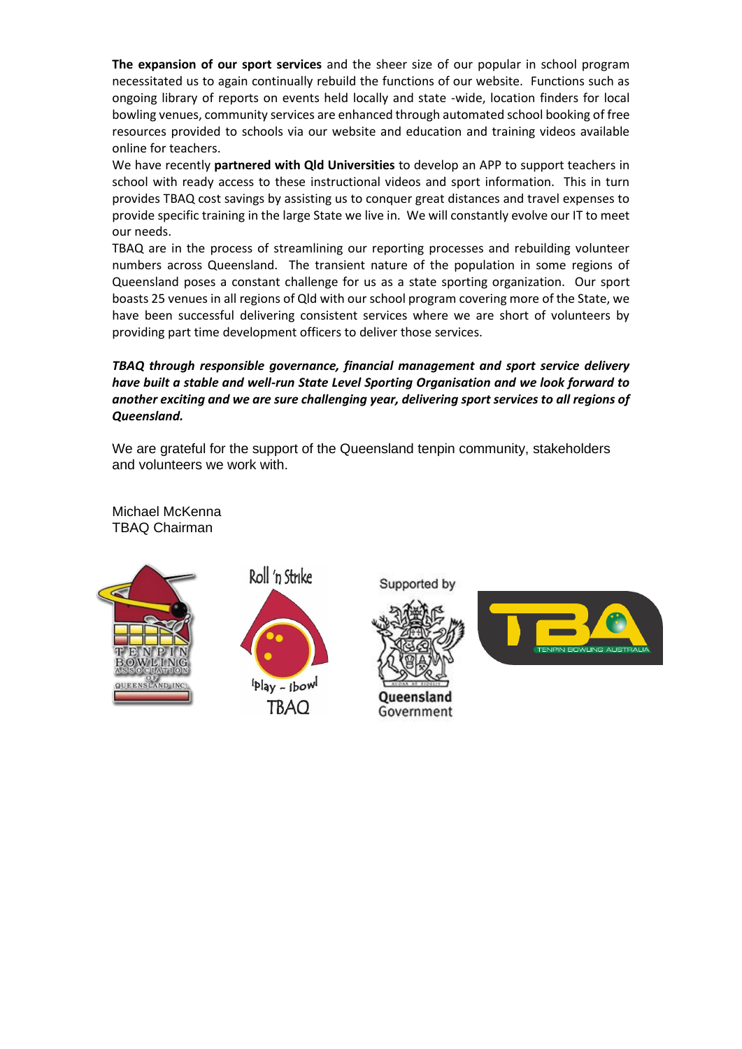**The expansion of our sport services** and the sheer size of our popular in school program necessitated us to again continually rebuild the functions of our website. Functions such as ongoing library of reports on events held locally and state -wide, location finders for local bowling venues, community services are enhanced through automated school booking of free resources provided to schools via our website and education and training videos available online for teachers.

We have recently **partnered with Qld Universities** to develop an APP to support teachers in school with ready access to these instructional videos and sport information. This in turn provides TBAQ cost savings by assisting us to conquer great distances and travel expenses to provide specific training in the large State we live in. We will constantly evolve our IT to meet our needs.

TBAQ are in the process of streamlining our reporting processes and rebuilding volunteer numbers across Queensland. The transient nature of the population in some regions of Queensland poses a constant challenge for us as a state sporting organization. Our sport boasts 25 venues in all regions of Qld with our school program covering more of the State, we have been successful delivering consistent services where we are short of volunteers by providing part time development officers to deliver those services.

***TBAQ through responsible governance, financial management and sport service delivery have built a stable and well-run State Level Sporting Organisation and we look forward to another exciting and we are sure challenging year, delivering sport services to all regions of Queensland.***

We are grateful for the support of the Queensland tenpin community, stakeholders and volunteers we work with.

Michael McKenna
TBAQ Chairman

TENPIN BOWLING ASSOCIATION OF QUEENSLAND INC.

Roll 'n Strike
iPlay – ibowl
TBAQ

Supported by
Queensland Government

TBA
TENPIN BOWLING AUSTRALIA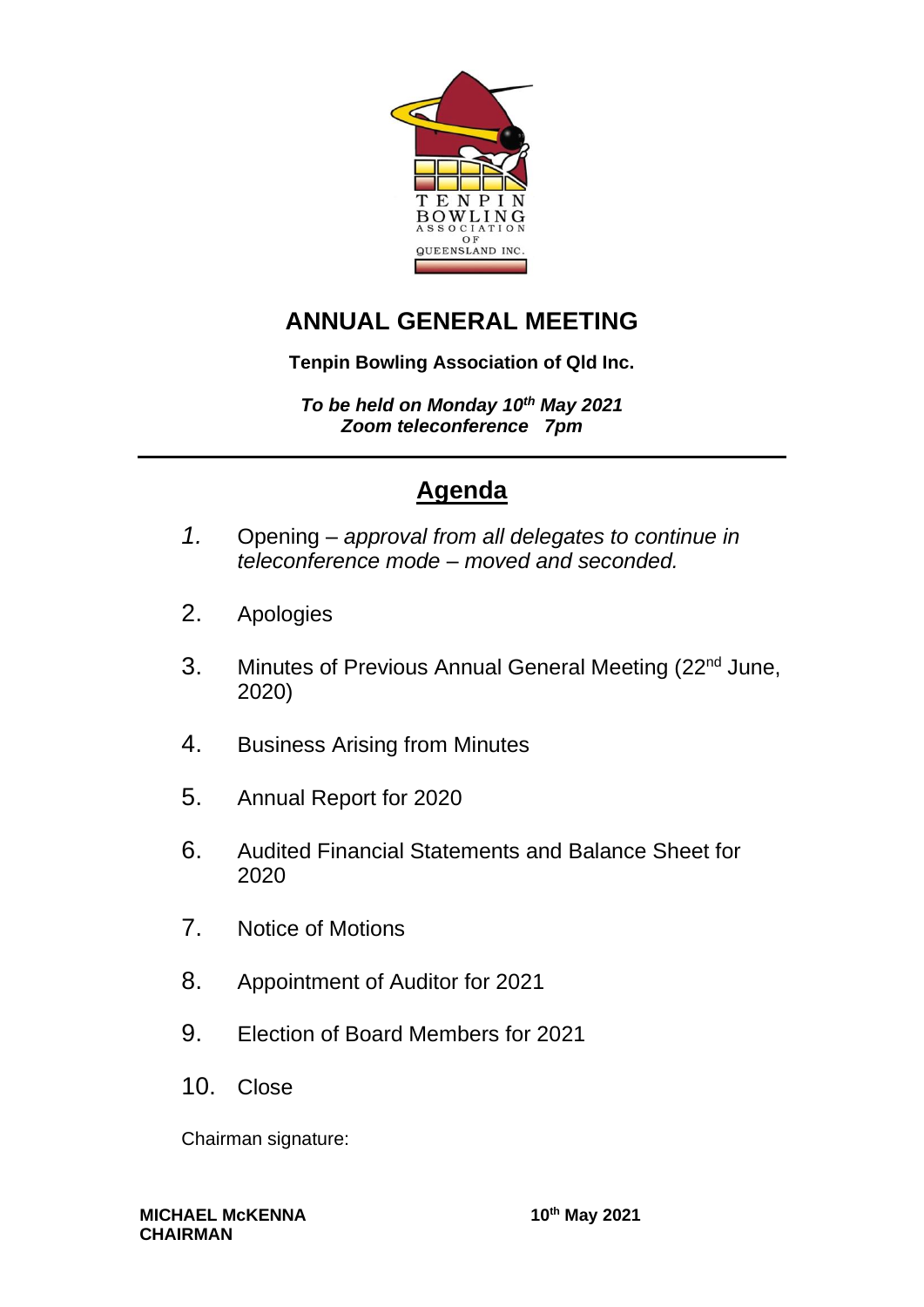# ANNUAL GENERAL MEETING

**Tenpin Bowling Association of Qld Inc.**

***To be held on Monday 10th May 2021***
***Zoom teleconference 7pm***

---

## Agenda

1. Opening – *approval from all delegates to continue in teleconference mode – moved and seconded.*
2. Apologies
3. Minutes of Previous Annual General Meeting (22nd June, 2020)
4. Business Arising from Minutes
5. Annual Report for 2020
6. Audited Financial Statements and Balance Sheet for 2020
7. Notice of Motions
8. Appointment of Auditor for 2021
9. Election of Board Members for 2021
10. Close

Chairman signature:

**MICHAEL McKENNA**
**CHAIRMAN**

**10th May 2021**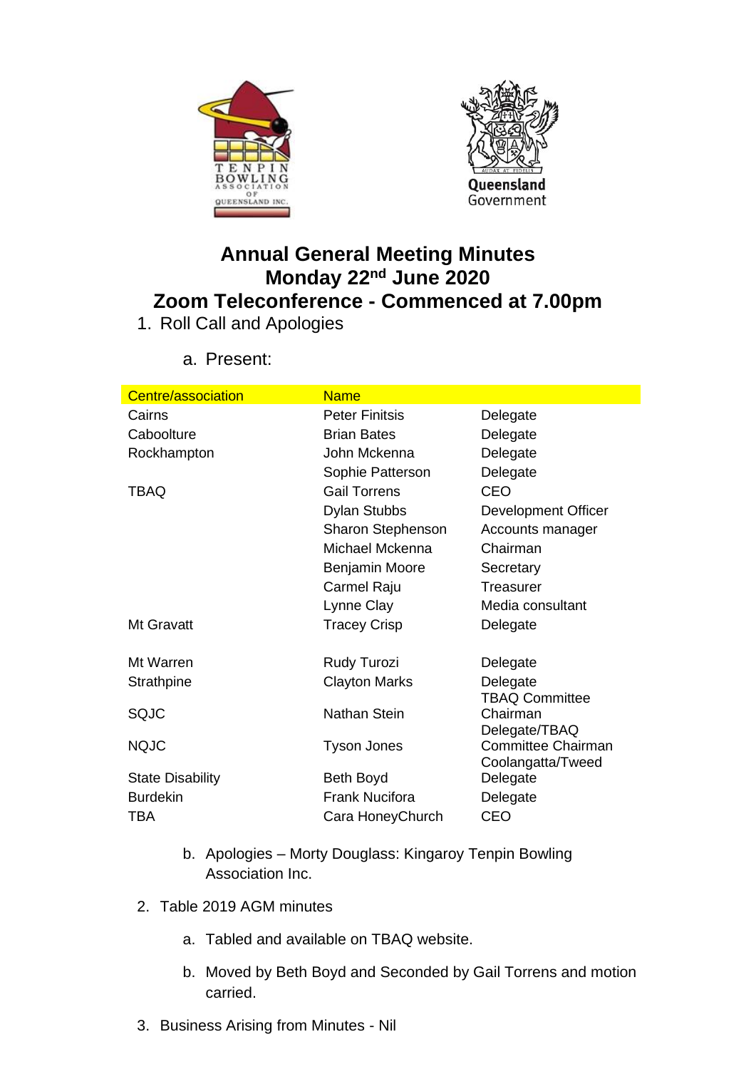# Annual General Meeting Minutes
# Monday 22nd June 2020
# Zoom Teleconference - Commenced at 7.00pm

1. Roll Call and Apologies

   a. Present:

| Centre/association | Name | |
|---|---|---|
| Cairns | Peter Finitsis | Delegate |
| Caboolture | Brian Bates | Delegate |
| Rockhampton | John Mckenna | Delegate |
| | Sophie Patterson | Delegate |
| TBAQ | Gail Torrens | CEO |
| | Dylan Stubbs | Development Officer |
| | Sharon Stephenson | Accounts manager |
| | Michael Mckenna | Chairman |
| | Benjamin Moore | Secretary |
| | Carmel Raju | Treasurer |
| | Lynne Clay | Media consultant |
| Mt Gravatt | Tracey Crisp | Delegate |
| Mt Warren | Rudy Turozi | Delegate |
| Strathpine | Clayton Marks | Delegate |
| SQJC | Nathan Stein | TBAQ Committee Chairman |
| NQJC | Tyson Jones | Delegate/TBAQ Committee Chairman |
| State Disability | Beth Boyd | Coolangatta/Tweed Delegate |
| Burdekin | Frank Nucifora | Delegate |
| TBA | Cara HoneyChurch | CEO |

   b. Apologies – Morty Douglass: Kingaroy Tenpin Bowling Association Inc.

2. Table 2019 AGM minutes

   a. Tabled and available on TBAQ website.

   b. Moved by Beth Boyd and Seconded by Gail Torrens and motion carried.

3. Business Arising from Minutes - Nil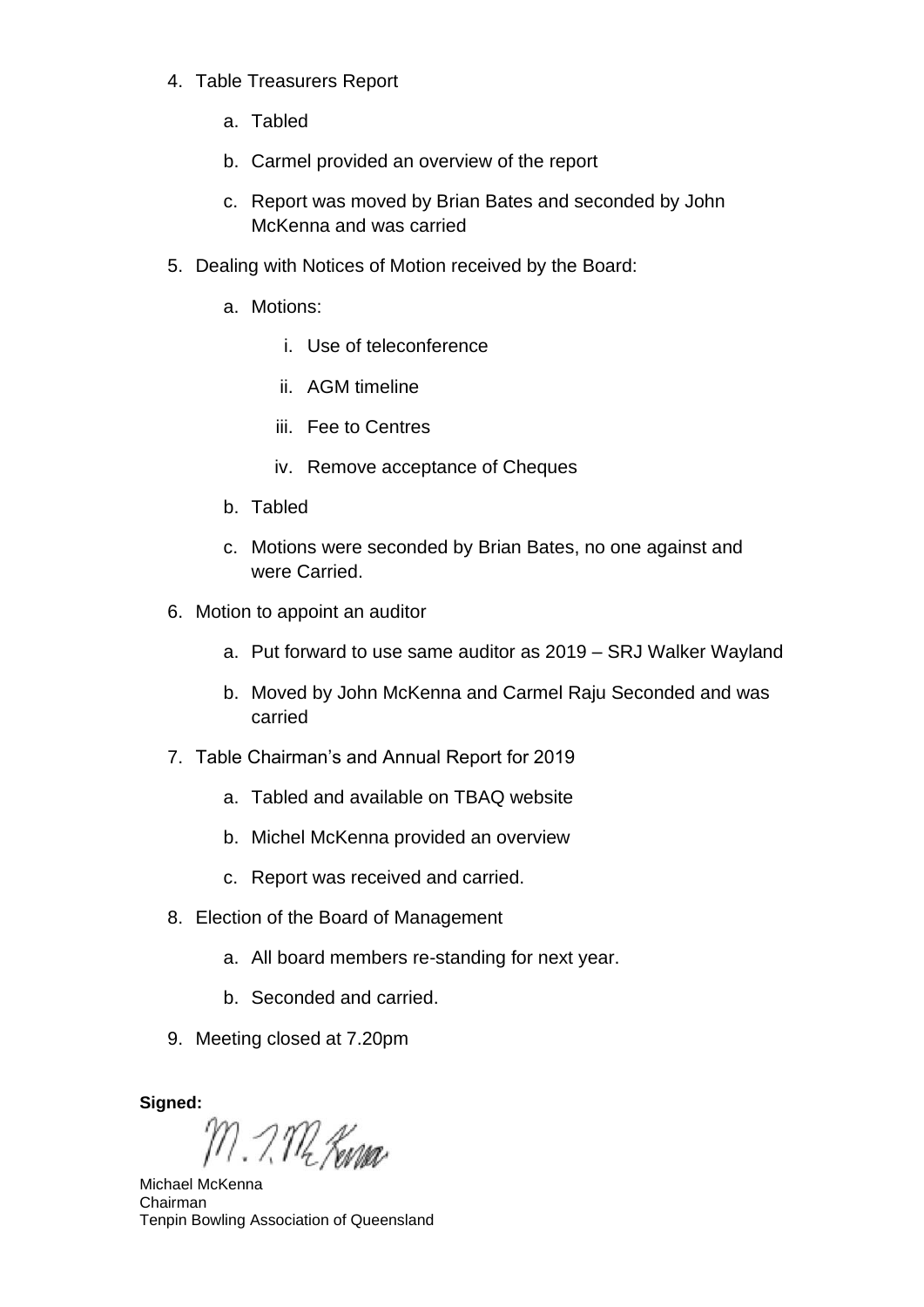4. Table Treasurers Report

    a. Tabled

    b. Carmel provided an overview of the report

    c. Report was moved by Brian Bates and seconded by John McKenna and was carried

5. Dealing with Notices of Motion received by the Board:

    a. Motions:

        i. Use of teleconference

        ii. AGM timeline

        iii. Fee to Centres

        iv. Remove acceptance of Cheques

    b. Tabled

    c. Motions were seconded by Brian Bates, no one against and were Carried.

6. Motion to appoint an auditor

    a. Put forward to use same auditor as 2019 – SRJ Walker Wayland

    b. Moved by John McKenna and Carmel Raju Seconded and was carried

7. Table Chairman's and Annual Report for 2019

    a. Tabled and available on TBAQ website

    b. Michel McKenna provided an overview

    c. Report was received and carried.

8. Election of the Board of Management

    a. All board members re-standing for next year.

    b. Seconded and carried.

9. Meeting closed at 7.20pm

**Signed:**

Michael McKenna
Chairman
Tenpin Bowling Association of Queensland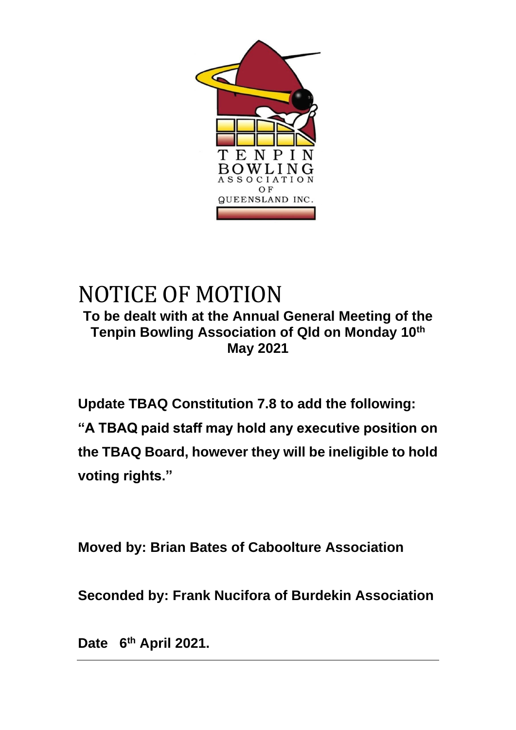TENPIN BOWLING ASSOCIATION OF QUEENSLAND INC.

# NOTICE OF MOTION

**To be dealt with at the Annual General Meeting of the Tenpin Bowling Association of Qld on Monday 10th May 2021**

**Update TBAQ Constitution 7.8 to add the following:**

**"A TBAQ paid staff may hold any executive position on the TBAQ Board, however they will be ineligible to hold voting rights."**

**Moved by: Brian Bates of Caboolture Association**

**Seconded by: Frank Nucifora of Burdekin Association**

**Date 6th April 2021.**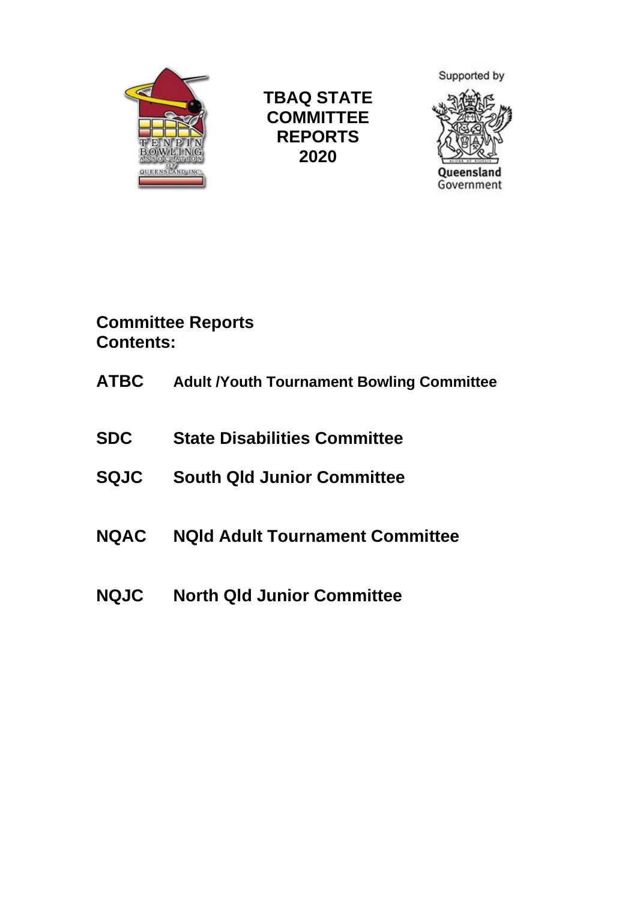# TBAQ STATE COMMITTEE REPORTS 2020

Supported by

Queensland Government

## Committee Reports Contents:

**ATBC** **Adult /Youth Tournament Bowling Committee**

**SDC** **State Disabilities Committee**

**SQJC** **South Qld Junior Committee**

**NQAC** **NQld Adult Tournament Committee**

**NQJC** **North Qld Junior Committee**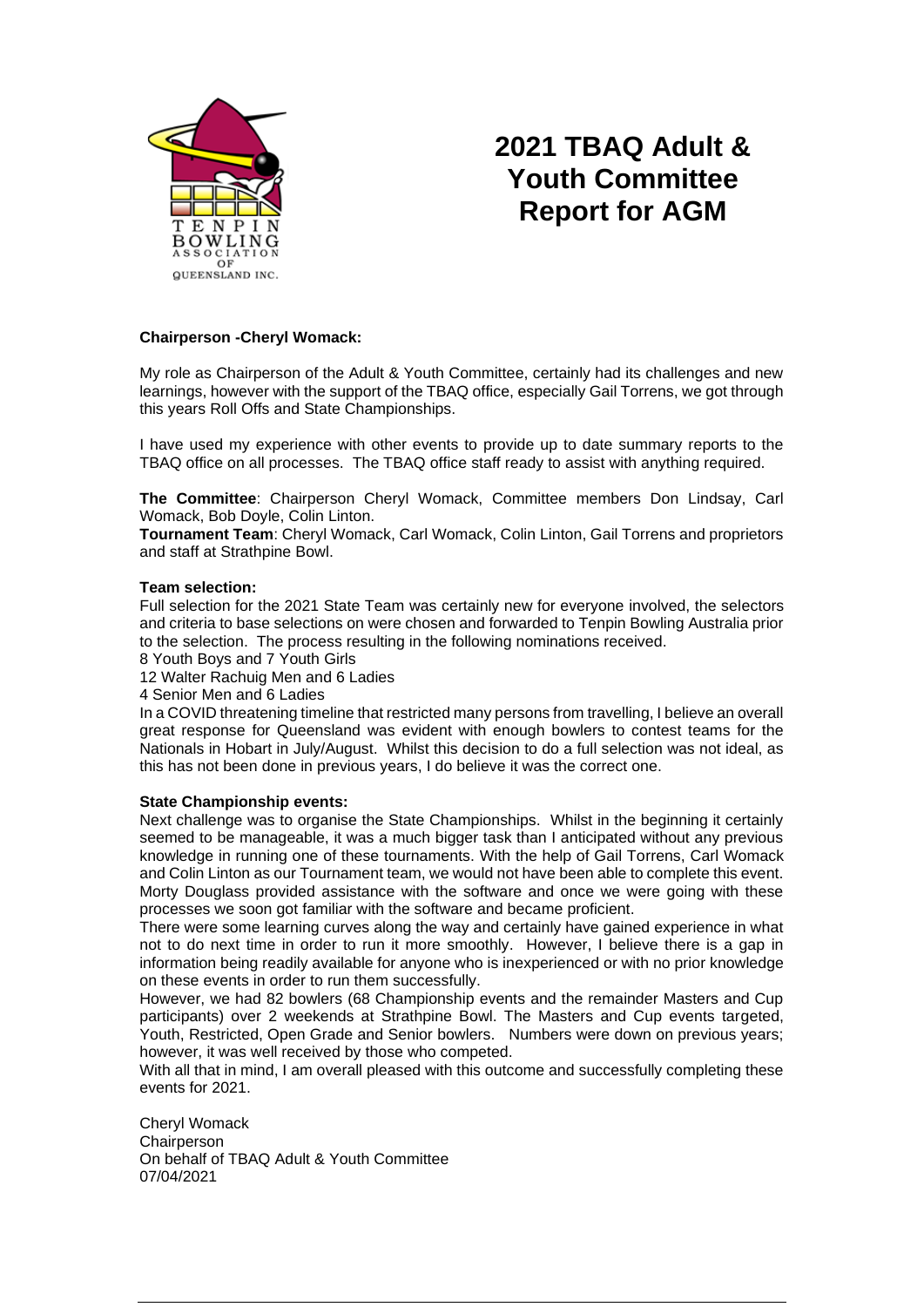# 2021 TBAQ Adult & Youth Committee Report for AGM

**Chairperson -Cheryl Womack:**

My role as Chairperson of the Adult & Youth Committee, certainly had its challenges and new learnings, however with the support of the TBAQ office, especially Gail Torrens, we got through this years Roll Offs and State Championships.

I have used my experience with other events to provide up to date summary reports to the TBAQ office on all processes. The TBAQ office staff ready to assist with anything required.

**The Committee**: Chairperson Cheryl Womack, Committee members Don Lindsay, Carl Womack, Bob Doyle, Colin Linton.
**Tournament Team**: Cheryl Womack, Carl Womack, Colin Linton, Gail Torrens and proprietors and staff at Strathpine Bowl.

**Team selection:**
Full selection for the 2021 State Team was certainly new for everyone involved, the selectors and criteria to base selections on were chosen and forwarded to Tenpin Bowling Australia prior to the selection. The process resulting in the following nominations received.
8 Youth Boys and 7 Youth Girls
12 Walter Rachuig Men and 6 Ladies
4 Senior Men and 6 Ladies
In a COVID threatening timeline that restricted many persons from travelling, I believe an overall great response for Queensland was evident with enough bowlers to contest teams for the Nationals in Hobart in July/August. Whilst this decision to do a full selection was not ideal, as this has not been done in previous years, I do believe it was the correct one.

**State Championship events:**
Next challenge was to organise the State Championships. Whilst in the beginning it certainly seemed to be manageable, it was a much bigger task than I anticipated without any previous knowledge in running one of these tournaments. With the help of Gail Torrens, Carl Womack and Colin Linton as our Tournament team, we would not have been able to complete this event. Morty Douglass provided assistance with the software and once we were going with these processes we soon got familiar with the software and became proficient.
There were some learning curves along the way and certainly have gained experience in what not to do next time in order to run it more smoothly. However, I believe there is a gap in information being readily available for anyone who is inexperienced or with no prior knowledge on these events in order to run them successfully.
However, we had 82 bowlers (68 Championship events and the remainder Masters and Cup participants) over 2 weekends at Strathpine Bowl. The Masters and Cup events targeted, Youth, Restricted, Open Grade and Senior bowlers. Numbers were down on previous years; however, it was well received by those who competed.
With all that in mind, I am overall pleased with this outcome and successfully completing these events for 2021.

Cheryl Womack
Chairperson
On behalf of TBAQ Adult & Youth Committee
07/04/2021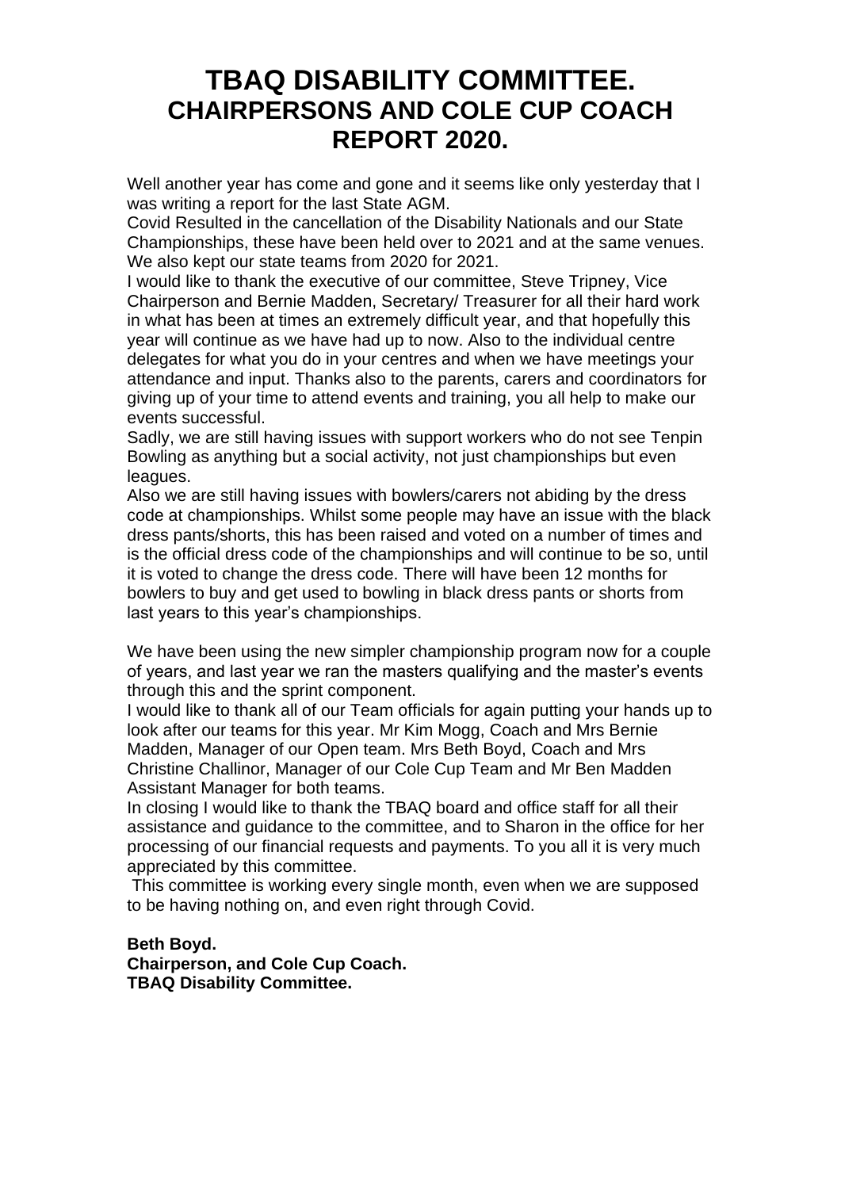# TBAQ DISABILITY COMMITTEE.
# CHAIRPERSONS AND COLE CUP COACH REPORT 2020.

Well another year has come and gone and it seems like only yesterday that I was writing a report for the last State AGM.
Covid Resulted in the cancellation of the Disability Nationals and our State Championships, these have been held over to 2021 and at the same venues. We also kept our state teams from 2020 for 2021.
I would like to thank the executive of our committee, Steve Tripney, Vice Chairperson and Bernie Madden, Secretary/ Treasurer for all their hard work in what has been at times an extremely difficult year, and that hopefully this year will continue as we have had up to now. Also to the individual centre delegates for what you do in your centres and when we have meetings your attendance and input. Thanks also to the parents, carers and coordinators for giving up of your time to attend events and training, you all help to make our events successful.
Sadly, we are still having issues with support workers who do not see Tenpin Bowling as anything but a social activity, not just championships but even leagues.
Also we are still having issues with bowlers/carers not abiding by the dress code at championships. Whilst some people may have an issue with the black dress pants/shorts, this has been raised and voted on a number of times and is the official dress code of the championships and will continue to be so, until it is voted to change the dress code. There will have been 12 months for bowlers to buy and get used to bowling in black dress pants or shorts from last years to this year's championships.

We have been using the new simpler championship program now for a couple of years, and last year we ran the masters qualifying and the master's events through this and the sprint component.
I would like to thank all of our Team officials for again putting your hands up to look after our teams for this year. Mr Kim Mogg, Coach and Mrs Bernie Madden, Manager of our Open team. Mrs Beth Boyd, Coach and Mrs Christine Challinor, Manager of our Cole Cup Team and Mr Ben Madden Assistant Manager for both teams.
In closing I would like to thank the TBAQ board and office staff for all their assistance and guidance to the committee, and to Sharon in the office for her processing of our financial requests and payments. To you all it is very much appreciated by this committee.
This committee is working every single month, even when we are supposed to be having nothing on, and even right through Covid.

**Beth Boyd.**
**Chairperson, and Cole Cup Coach.**
**TBAQ Disability Committee.**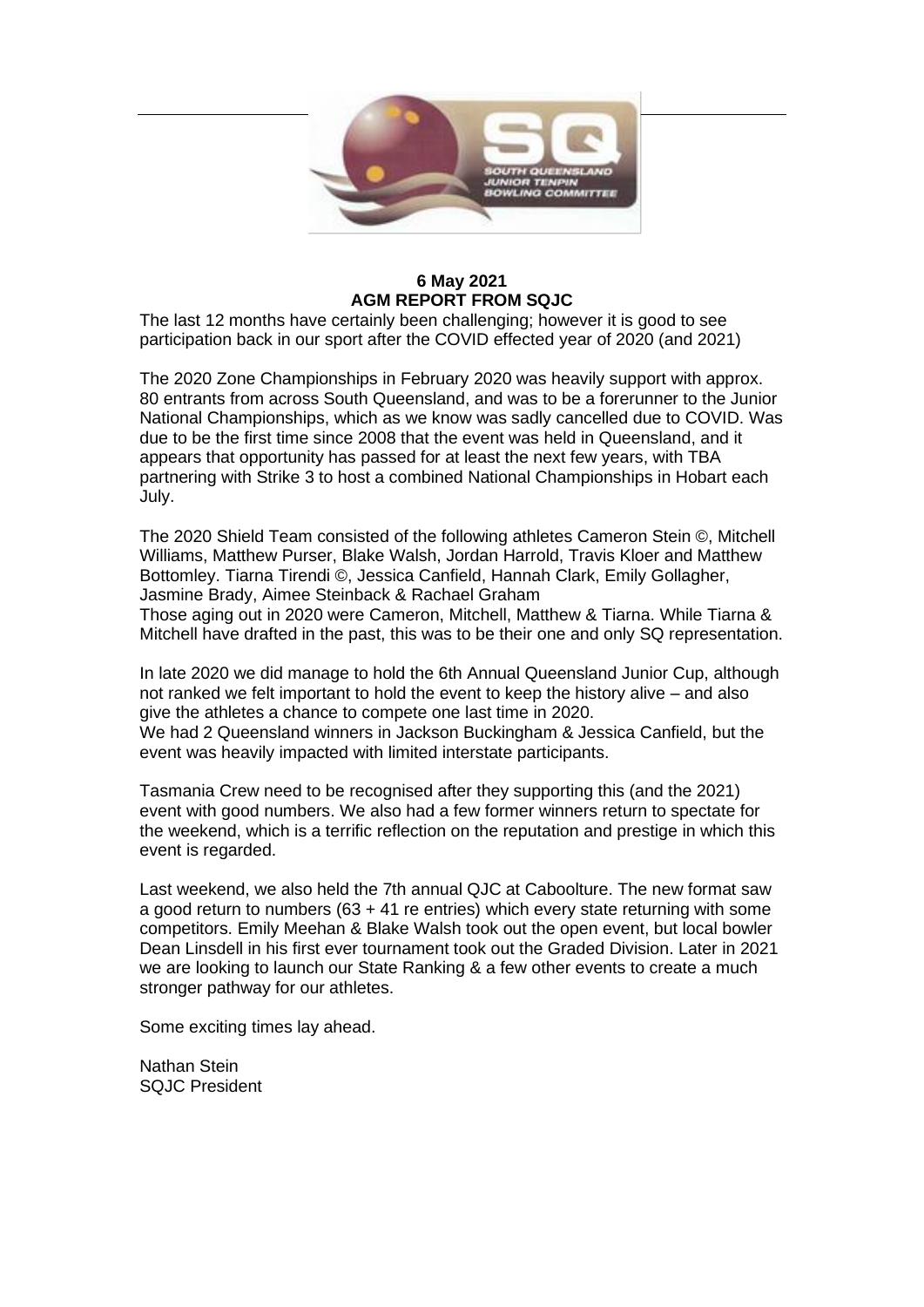**6 May 2021**
**AGM REPORT FROM SQJC**

The last 12 months have certainly been challenging; however it is good to see participation back in our sport after the COVID effected year of 2020 (and 2021)

The 2020 Zone Championships in February 2020 was heavily support with approx. 80 entrants from across South Queensland, and was to be a forerunner to the Junior National Championships, which as we know was sadly cancelled due to COVID. Was due to be the first time since 2008 that the event was held in Queensland, and it appears that opportunity has passed for at least the next few years, with TBA partnering with Strike 3 to host a combined National Championships in Hobart each July.

The 2020 Shield Team consisted of the following athletes Cameron Stein ©, Mitchell Williams, Matthew Purser, Blake Walsh, Jordan Harrold, Travis Kloer and Matthew Bottomley. Tiarna Tirendi ©, Jessica Canfield, Hannah Clark, Emily Gollagher, Jasmine Brady, Aimee Steinback & Rachael Graham
Those aging out in 2020 were Cameron, Mitchell, Matthew & Tiarna. While Tiarna & Mitchell have drafted in the past, this was to be their one and only SQ representation.

In late 2020 we did manage to hold the 6th Annual Queensland Junior Cup, although not ranked we felt important to hold the event to keep the history alive – and also give the athletes a chance to compete one last time in 2020.
We had 2 Queensland winners in Jackson Buckingham & Jessica Canfield, but the event was heavily impacted with limited interstate participants.

Tasmania Crew need to be recognised after they supporting this (and the 2021) event with good numbers. We also had a few former winners return to spectate for the weekend, which is a terrific reflection on the reputation and prestige in which this event is regarded.

Last weekend, we also held the 7th annual QJC at Caboolture. The new format saw a good return to numbers (63 + 41 re entries) which every state returning with some competitors. Emily Meehan & Blake Walsh took out the open event, but local bowler Dean Linsdell in his first ever tournament took out the Graded Division. Later in 2021 we are looking to launch our State Ranking & a few other events to create a much stronger pathway for our athletes.

Some exciting times lay ahead.

Nathan Stein
SQJC President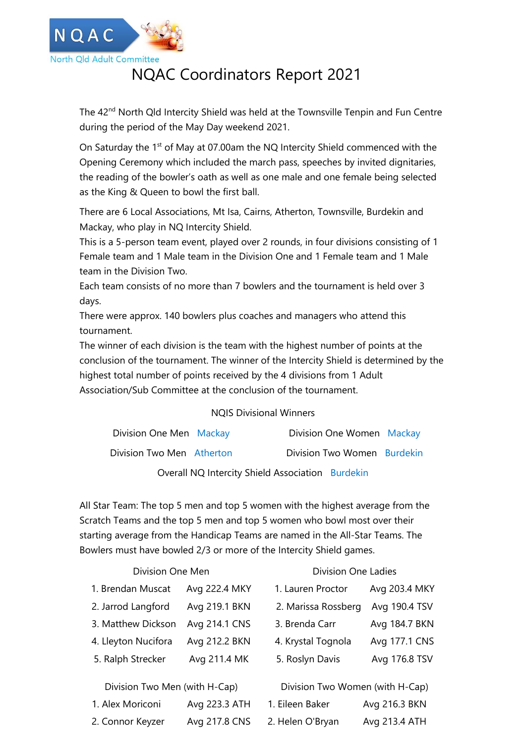NQAC

North Qld Adult Committee

# NQAC Coordinators Report 2021

The 42nd North Qld Intercity Shield was held at the Townsville Tenpin and Fun Centre during the period of the May Day weekend 2021.

On Saturday the 1st of May at 07.00am the NQ Intercity Shield commenced with the Opening Ceremony which included the march pass, speeches by invited dignitaries, the reading of the bowler's oath as well as one male and one female being selected as the King & Queen to bowl the first ball.

There are 6 Local Associations, Mt Isa, Cairns, Atherton, Townsville, Burdekin and Mackay, who play in NQ Intercity Shield.
This is a 5-person team event, played over 2 rounds, in four divisions consisting of 1 Female team and 1 Male team in the Division One and 1 Female team and 1 Male team in the Division Two.
Each team consists of no more than 7 bowlers and the tournament is held over 3 days.
There were approx. 140 bowlers plus coaches and managers who attend this tournament.
The winner of each division is the team with the highest number of points at the conclusion of the tournament. The winner of the Intercity Shield is determined by the highest total number of points received by the 4 divisions from 1 Adult Association/Sub Committee at the conclusion of the tournament.

NQIS Divisional Winners

| | | | |
|---|---|---|---|
| Division One Men | Mackay | Division One Women | Mackay |
| Division Two Men | Atherton | Division Two Women | Burdekin |

Overall NQ Intercity Shield Association Burdekin

All Star Team: The top 5 men and top 5 women with the highest average from the Scratch Teams and the top 5 men and top 5 women who bowl most over their starting average from the Handicap Teams are named in the All-Star Teams. The Bowlers must have bowled 2/3 or more of the Intercity Shield games.

| Division One Men | | Division One Ladies | |
|---|---|---|---|
| 1. Brendan Muscat | Avg 222.4 MKY | 1. Lauren Proctor | Avg 203.4 MKY |
| 2. Jarrod Langford | Avg 219.1 BKN | 2. Marissa Rossberg | Avg 190.4 TSV |
| 3. Matthew Dickson | Avg 214.1 CNS | 3. Brenda Carr | Avg 184.7 BKN |
| 4. Lleyton Nucifora | Avg 212.2 BKN | 4. Krystal Tognola | Avg 177.1 CNS |
| 5. Ralph Strecker | Avg 211.4 MK | 5. Roslyn Davis | Avg 176.8 TSV |

| Division Two Men (with H-Cap) | | Division Two Women (with H-Cap) | |
|---|---|---|---|
| 1. Alex Moriconi | Avg 223.3 ATH | 1. Eileen Baker | Avg 216.3 BKN |
| 2. Connor Keyzer | Avg 217.8 CNS | 2. Helen O'Bryan | Avg 213.4 ATH |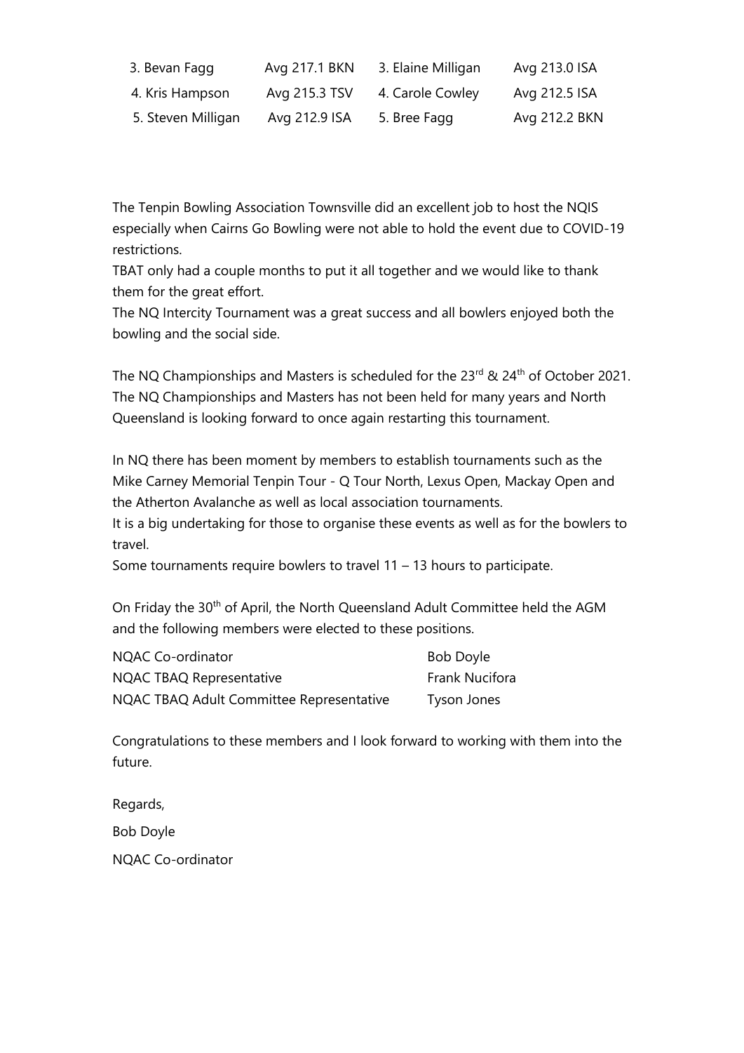| | | | |
|---|---|---|---|
| 3. Bevan Fagg | Avg 217.1 BKN | 3. Elaine Milligan | Avg 213.0 ISA |
| 4. Kris Hampson | Avg 215.3 TSV | 4. Carole Cowley | Avg 212.5 ISA |
| 5. Steven Milligan | Avg 212.9 ISA | 5. Bree Fagg | Avg 212.2 BKN |

The Tenpin Bowling Association Townsville did an excellent job to host the NQIS especially when Cairns Go Bowling were not able to hold the event due to COVID-19 restrictions.
TBAT only had a couple months to put it all together and we would like to thank them for the great effort.
The NQ Intercity Tournament was a great success and all bowlers enjoyed both the bowling and the social side.

The NQ Championships and Masters is scheduled for the 23rd & 24th of October 2021.
The NQ Championships and Masters has not been held for many years and North Queensland is looking forward to once again restarting this tournament.

In NQ there has been moment by members to establish tournaments such as the Mike Carney Memorial Tenpin Tour - Q Tour North, Lexus Open, Mackay Open and the Atherton Avalanche as well as local association tournaments.
It is a big undertaking for those to organise these events as well as for the bowlers to travel.
Some tournaments require bowlers to travel 11 – 13 hours to participate.

On Friday the 30th of April, the North Queensland Adult Committee held the AGM and the following members were elected to these positions.

| | |
|---|---|
| NQAC Co-ordinator | Bob Doyle |
| NQAC TBAQ Representative | Frank Nucifora |
| NQAC TBAQ Adult Committee Representative | Tyson Jones |

Congratulations to these members and I look forward to working with them into the future.

Regards,

Bob Doyle

NQAC Co-ordinator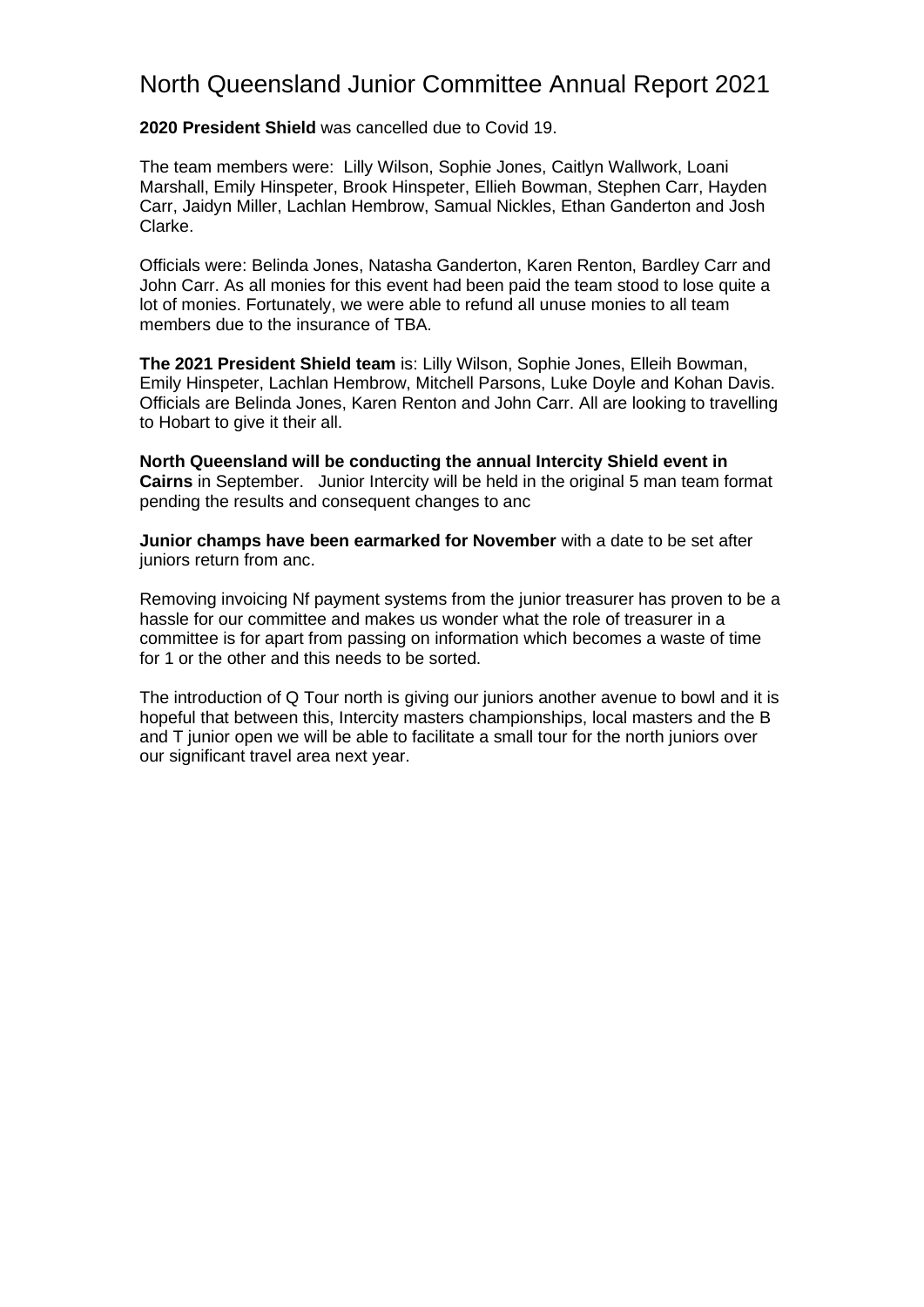# North Queensland Junior Committee Annual Report 2021

**2020 President Shield** was cancelled due to Covid 19.

The team members were: Lilly Wilson, Sophie Jones, Caitlyn Wallwork, Loani Marshall, Emily Hinspeter, Brook Hinspeter, Ellieh Bowman, Stephen Carr, Hayden Carr, Jaidyn Miller, Lachlan Hembrow, Samual Nickles, Ethan Ganderton and Josh Clarke.

Officials were: Belinda Jones, Natasha Ganderton, Karen Renton, Bardley Carr and John Carr. As all monies for this event had been paid the team stood to lose quite a lot of monies. Fortunately, we were able to refund all unuse monies to all team members due to the insurance of TBA.

**The 2021 President Shield team** is: Lilly Wilson, Sophie Jones, Elleih Bowman, Emily Hinspeter, Lachlan Hembrow, Mitchell Parsons, Luke Doyle and Kohan Davis. Officials are Belinda Jones, Karen Renton and John Carr. All are looking to travelling to Hobart to give it their all.

**North Queensland will be conducting the annual Intercity Shield event in Cairns** in September. Junior Intercity will be held in the original 5 man team format pending the results and consequent changes to anc

**Junior champs have been earmarked for November** with a date to be set after juniors return from anc.

Removing invoicing Nf payment systems from the junior treasurer has proven to be a hassle for our committee and makes us wonder what the role of treasurer in a committee is for apart from passing on information which becomes a waste of time for 1 or the other and this needs to be sorted.

The introduction of Q Tour north is giving our juniors another avenue to bowl and it is hopeful that between this, Intercity masters championships, local masters and the B and T junior open we will be able to facilitate a small tour for the north juniors over our significant travel area next year.